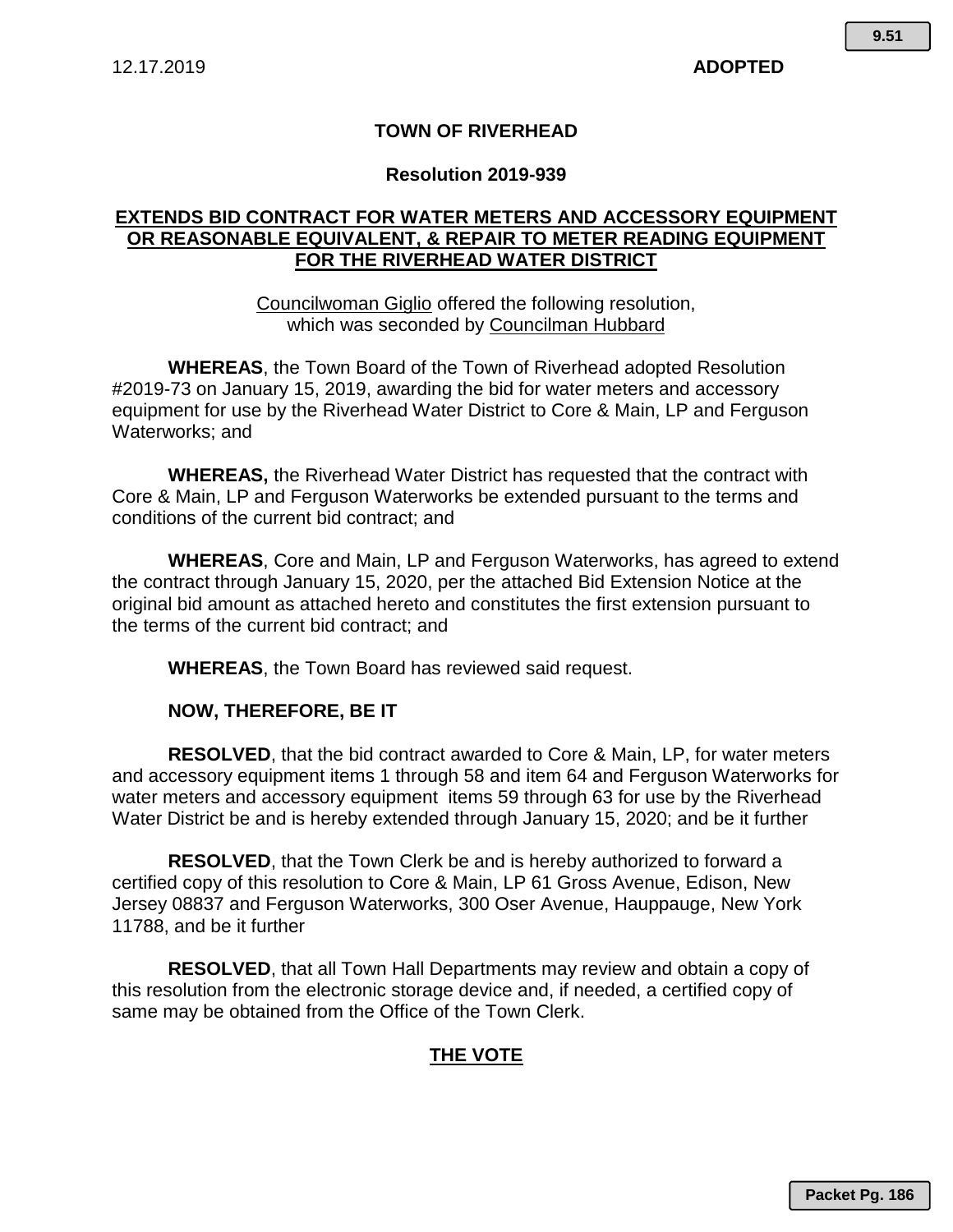12.17.2019 **ADOPTED**

## TOWN OF RIVERHEAD

### Resolution 2019-939

**EXTENDS BID CONTRACT FOR WATER METERS AND ACCESSORY EQUIPMENT OR REASONABLE EQUIVALENT, & REPAIR TO METER READING EQUIPMENT FOR THE RIVERHEAD WATER DISTRICT**

Councilwoman Giglio offered the following resolution, which was seconded by Councilman Hubbard

**WHEREAS**, the Town Board of the Town of Riverhead adopted Resolution #2019-73 on January 15, 2019, awarding the bid for water meters and accessory equipment for use by the Riverhead Water District to Core & Main, LP and Ferguson Waterworks; and

**WHEREAS,** the Riverhead Water District has requested that the contract with Core & Main, LP and Ferguson Waterworks be extended pursuant to the terms and conditions of the current bid contract; and

**WHEREAS**, Core and Main, LP and Ferguson Waterworks, has agreed to extend the contract through January 15, 2020, per the attached Bid Extension Notice at the original bid amount as attached hereto and constitutes the first extension pursuant to the terms of the current bid contract; and

**WHEREAS**, the Town Board has reviewed said request.

**NOW, THEREFORE, BE IT**

**RESOLVED**, that the bid contract awarded to Core & Main, LP, for water meters and accessory equipment items 1 through 58 and item 64 and Ferguson Waterworks for water meters and accessory equipment items 59 through 63 for use by the Riverhead Water District be and is hereby extended through January 15, 2020; and be it further

**RESOLVED**, that the Town Clerk be and is hereby authorized to forward a certified copy of this resolution to Core & Main, LP 61 Gross Avenue, Edison, New Jersey 08837 and Ferguson Waterworks, 300 Oser Avenue, Hauppauge, New York 11788, and be it further

**RESOLVED**, that all Town Hall Departments may review and obtain a copy of this resolution from the electronic storage device and, if needed, a certified copy of same may be obtained from the Office of the Town Clerk.

**THE VOTE**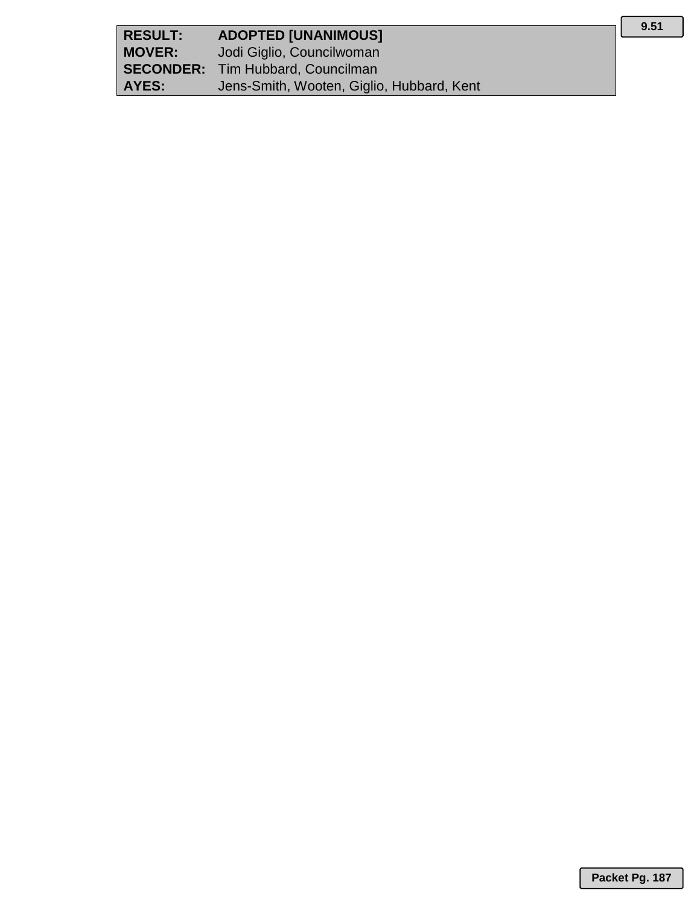| | |
|---|---|
| **RESULT:** | **ADOPTED [UNANIMOUS]** |
| **MOVER:** | Jodi Giglio, Councilwoman |
| **SECONDER:** | Tim Hubbard, Councilman |
| **AYES:** | Jens-Smith, Wooten, Giglio, Hubbard, Kent |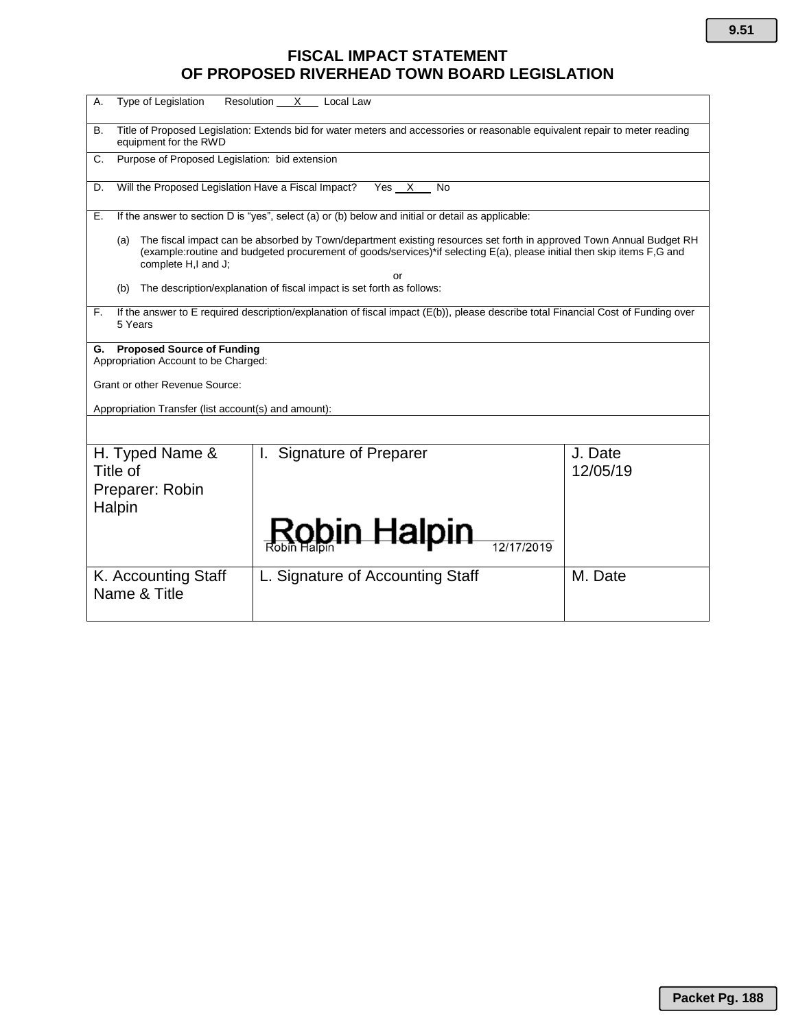# FISCAL IMPACT STATEMENT
# OF PROPOSED RIVERHEAD TOWN BOARD LEGISLATION

A. Type of Legislation Resolution \_\_X\_\_ Local Law

B. Title of Proposed Legislation: Extends bid for water meters and accessories or reasonable equivalent repair to meter reading equipment for the RWD

C. Purpose of Proposed Legislation: bid extension

D. Will the Proposed Legislation Have a Fiscal Impact? Yes \_\_X\_\_ No

E. If the answer to section D is "yes", select (a) or (b) below and initial or detail as applicable:

(a) The fiscal impact can be absorbed by Town/department existing resources set forth in approved Town Annual Budget RH (example:routine and budgeted procurement of goods/services)*if selecting E(a), please initial then skip items F,G and complete H,I and J;

or

(b) The description/explanation of fiscal impact is set forth as follows:

F. If the answer to E required description/explanation of fiscal impact (E(b)), please describe total Financial Cost of Funding over 5 Years

**G. Proposed Source of Funding**

Appropriation Account to be Charged:

Grant or other Revenue Source:

Appropriation Transfer (list account(s) and amount):

| H. Typed Name & Title of Preparer: Robin Halpin | I. Signature of Preparer | J. Date 12/05/19 |
|---|---|---|
| | Robin Halpin<br>Robin Halpin 12/17/2019 | |
| K. Accounting Staff Name & Title | L. Signature of Accounting Staff | M. Date |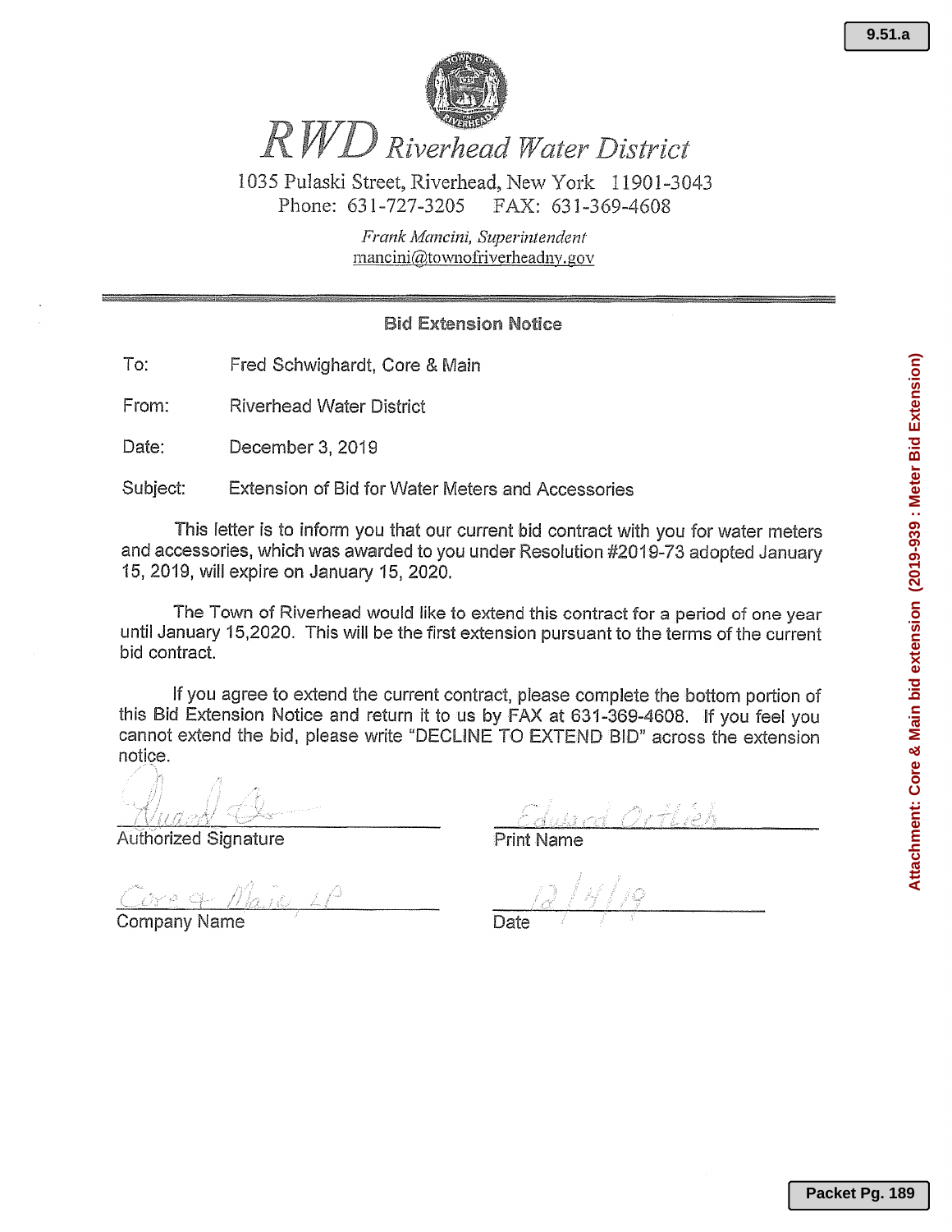# RWD Riverhead Water District

1035 Pulaski Street, Riverhead, New York 11901-3043
Phone: 631-727-3205 FAX: 631-369-4608

*Frank Mancini, Superintendent*
mancini@townofriverheadny.gov

---

## Bid Extension Notice

To: Fred Schwighardt, Core & Main

From: Riverhead Water District

Date: December 3, 2019

Subject: Extension of Bid for Water Meters and Accessories

This letter is to inform you that our current bid contract with you for water meters and accessories, which was awarded to you under Resolution #2019-73 adopted January 15, 2019, will expire on January 15, 2020.

The Town of Riverhead would like to extend this contract for a period of one year until January 15,2020. This will be the first extension pursuant to the terms of the current bid contract.

If you agree to extend the current contract, please complete the bottom portion of this Bid Extension Notice and return it to us by FAX at 631-369-4608. If you feel you cannot extend the bid, please write "DECLINE TO EXTEND BID" across the extension notice.

[signature]
Authorized Signature

Edward Ortlieb
Print Name

Core & Main, LP
Company Name

12/4/19
Date

Attachment: Core & Main bid extension (2019-939 : Meter Bid Extension)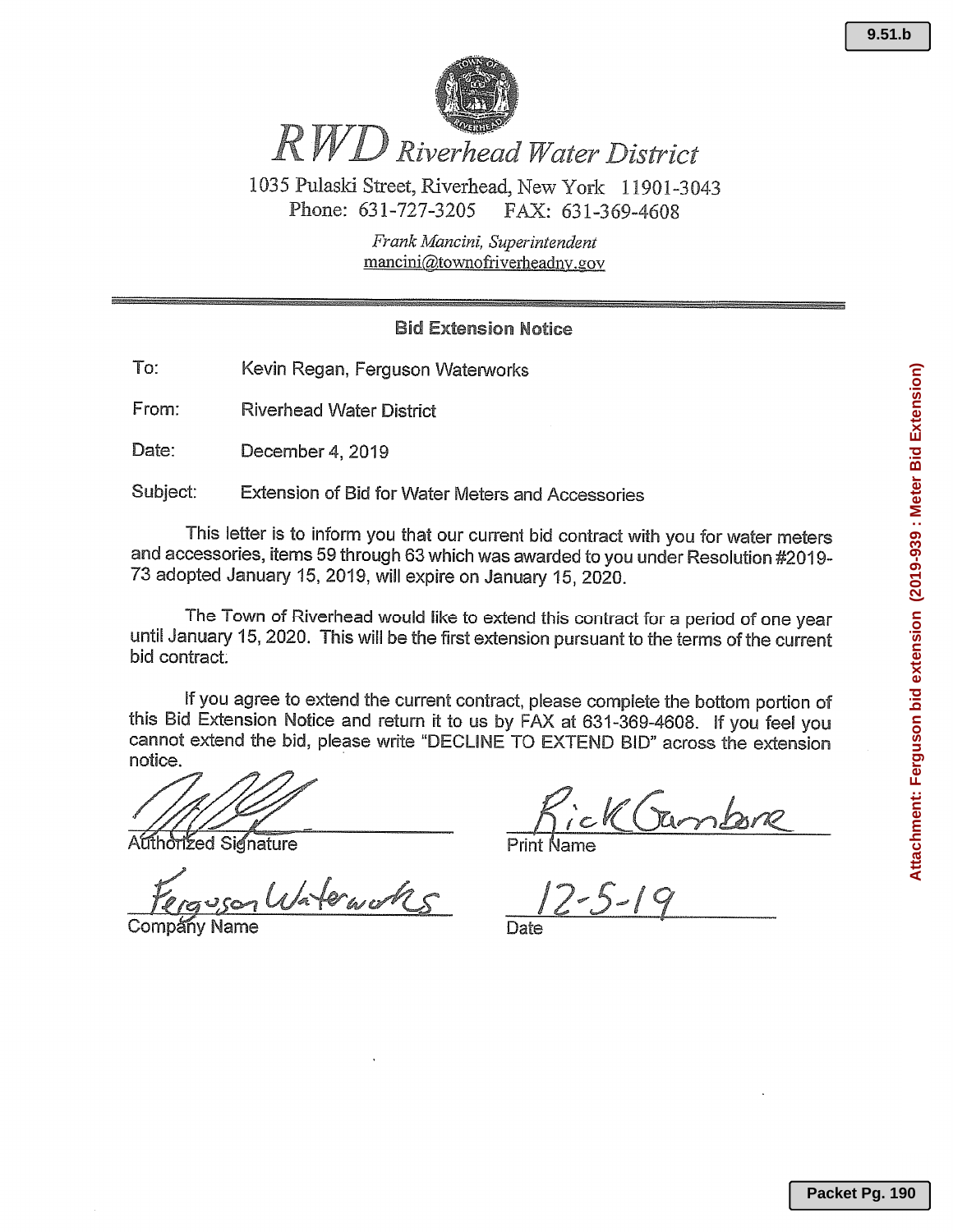# *RWD* Riverhead Water District

1035 Pulaski Street, Riverhead, New York 11901-3043
Phone: 631-727-3205 FAX: 631-369-4608

*Frank Mancini, Superintendent*
mancini@townofriverheadny.gov

---

**Bid Extension Notice**

To: Kevin Regan, Ferguson Waterworks

From: Riverhead Water District

Date: December 4, 2019

Subject: Extension of Bid for Water Meters and Accessories

This letter is to inform you that our current bid contract with you for water meters and accessories, items 59 through 63 which was awarded to you under Resolution #2019-73 adopted January 15, 2019, will expire on January 15, 2020.

The Town of Riverhead would like to extend this contract for a period of one year until January 15, 2020. This will be the first extension pursuant to the terms of the current bid contract.

If you agree to extend the current contract, please complete the bottom portion of this Bid Extension Notice and return it to us by FAX at 631-369-4608. If you feel you cannot extend the bid, please write "DECLINE TO EXTEND BID" across the extension notice.

[signature]
Authorized Signature

Rick Gambone
Print Name

Ferguson Waterworks
Company Name

12-5-19
Date

Attachment: Ferguson bid extension (2019-939 : Meter Bid Extension)